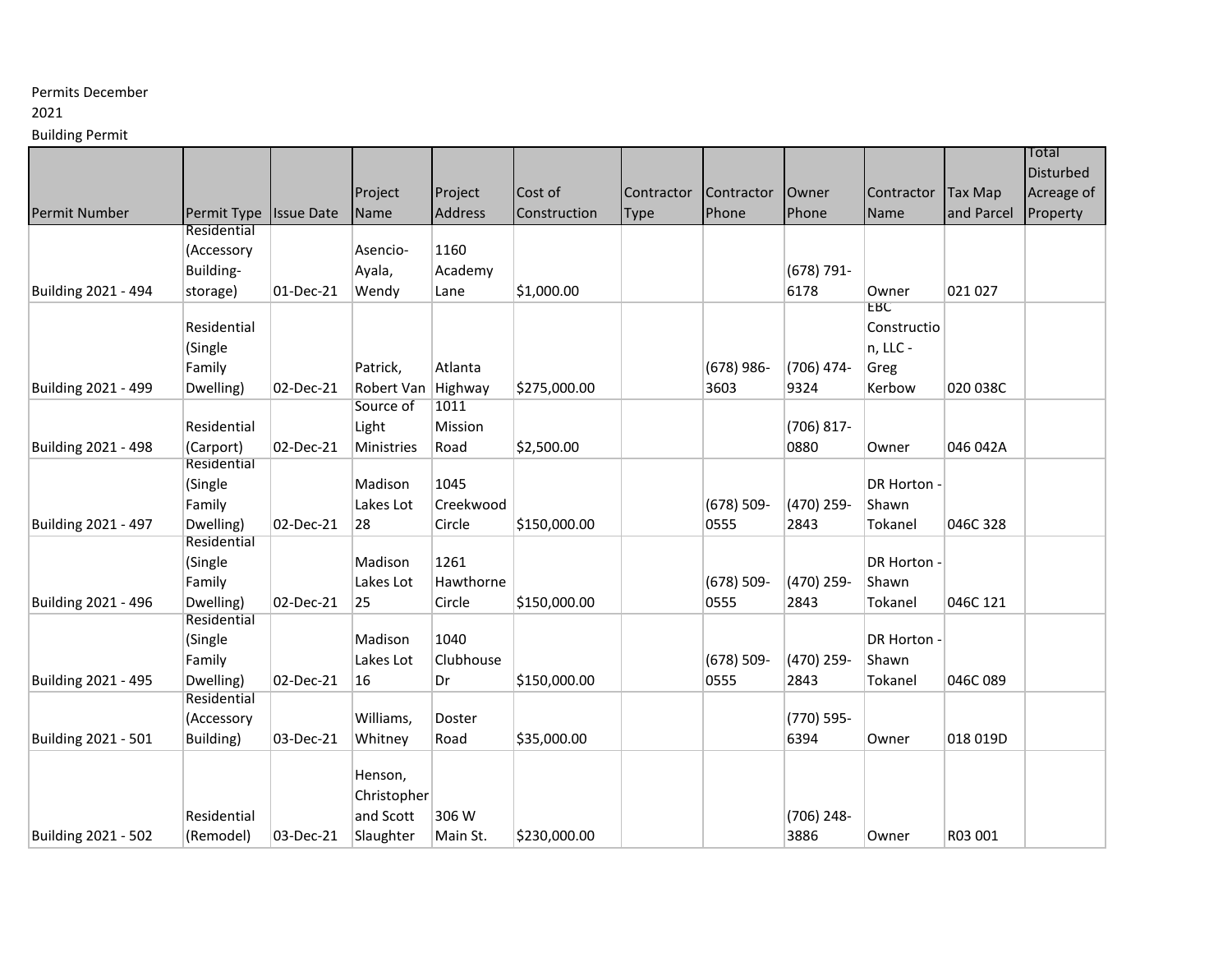Permits December 2021

Building Permit

| Permit Number | Permit Type | Issue Date | Project Name | Project Address | Cost of Construction | Contractor Type | Contractor Phone | Owner Phone | Contractor Name | Tax Map and Parcel | Total Disturbed Acreage of Property |
|---|---|---|---|---|---|---|---|---|---|---|---|
| Building 2021 - 494 | Residential (Accessory Building-storage) | 01-Dec-21 | Asencio-Ayala, Wendy | 1160 Academy Lane | $1,000.00 | | | (678) 791-6178 | Owner | 021 027 | |
| Building 2021 - 499 | Residential (Single Family Dwelling) | 02-Dec-21 | Patrick, Robert Van | Atlanta Highway | $275,000.00 | | (678) 986-3603 | (706) 474-9324 | EBC Construction, LLC - Greg Kerbow | 020 038C | |
| Building 2021 - 498 | Residential (Carport) | 02-Dec-21 | Source of Light Ministries | 1011 Mission Road | $2,500.00 | | | (706) 817-0880 | Owner | 046 042A | |
| Building 2021 - 497 | Residential (Single Family Dwelling) | 02-Dec-21 | Madison Lakes Lot 28 | 1045 Creekwood Circle | $150,000.00 | | (678) 509-0555 | (470) 259-2843 | DR Horton - Shawn Tokanel | 046C 328 | |
| Building 2021 - 496 | Residential (Single Family Dwelling) | 02-Dec-21 | Madison Lakes Lot 25 | 1261 Hawthorne Circle | $150,000.00 | | (678) 509-0555 | (470) 259-2843 | DR Horton - Shawn Tokanel | 046C 121 | |
| Building 2021 - 495 | Residential (Single Family Dwelling) | 02-Dec-21 | Madison Lakes Lot 16 | 1040 Clubhouse Dr | $150,000.00 | | (678) 509-0555 | (470) 259-2843 | DR Horton - Shawn Tokanel | 046C 089 | |
| Building 2021 - 501 | Residential (Accessory Building) | 03-Dec-21 | Williams, Whitney | Doster Road | $35,000.00 | | | (770) 595-6394 | Owner | 018 019D | |
| Building 2021 - 502 | Residential (Remodel) | 03-Dec-21 | Henson, Christopher and Scott Slaughter | 306 W Main St. | $230,000.00 | | | (706) 248-3886 | Owner | R03 001 | |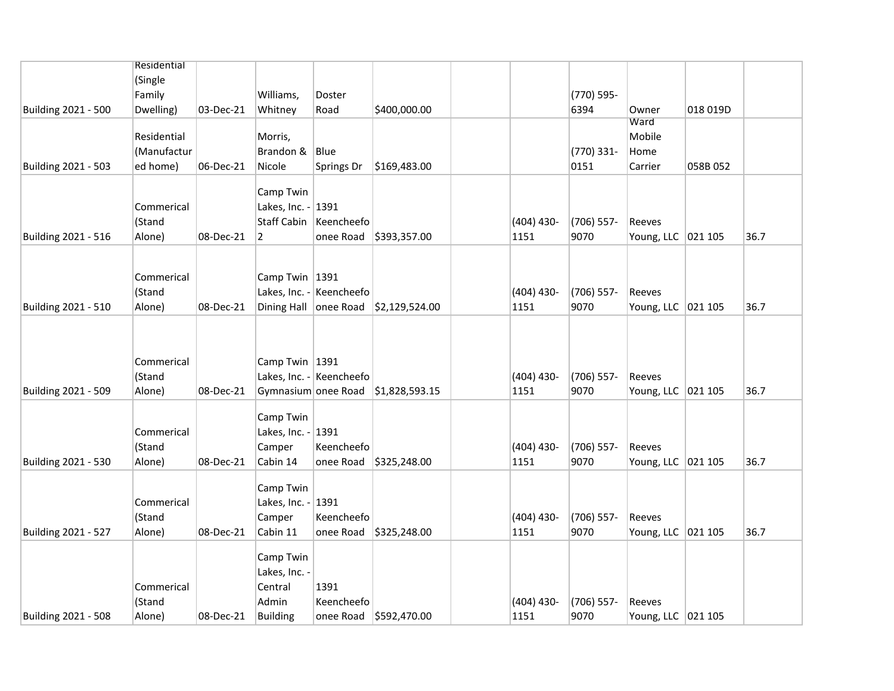| | | | | | | | | | | | |
|---|---|---|---|---|---|---|---|---|---|---|---|
| Building 2021 - 500 | Residential (Single Family Dwelling) | 03-Dec-21 | Williams, Whitney | Doster Road | $400,000.00 | | | (770) 595-6394 | Owner | 018 019D | |
| Building 2021 - 503 | Residential (Manufactured home) | 06-Dec-21 | Morris, Brandon & Nicole | Blue Springs Dr | $169,483.00 | | | (770) 331-0151 | Ward Mobile Home Carrier | 058B 052 | |
| Building 2021 - 516 | Commerical (Stand Alone) | 08-Dec-21 | Camp Twin Lakes, Inc. - Staff Cabin 2 | 1391 Keencheefoonee Road | $393,357.00 | | (404) 430-1151 | (706) 557-9070 | Reeves Young, LLC | 021 105 | 36.7 |
| Building 2021 - 510 | Commerical (Stand Alone) | 08-Dec-21 | Camp Twin Lakes, Inc. - Dining Hall | 1391 Keencheefoonee Road | $2,129,524.00 | | (404) 430-1151 | (706) 557-9070 | Reeves Young, LLC | 021 105 | 36.7 |
| Building 2021 - 509 | Commerical (Stand Alone) | 08-Dec-21 | Camp Twin Lakes, Inc. - Gymnasium | 1391 Keencheefoonee Road | $1,828,593.15 | | (404) 430-1151 | (706) 557-9070 | Reeves Young, LLC | 021 105 | 36.7 |
| Building 2021 - 530 | Commerical (Stand Alone) | 08-Dec-21 | Camp Twin Lakes, Inc. - Camper Cabin 14 | 1391 Keencheefoonee Road | $325,248.00 | | (404) 430-1151 | (706) 557-9070 | Reeves Young, LLC | 021 105 | 36.7 |
| Building 2021 - 527 | Commerical (Stand Alone) | 08-Dec-21 | Camp Twin Lakes, Inc. - Camper Cabin 11 | 1391 Keencheefoonee Road | $325,248.00 | | (404) 430-1151 | (706) 557-9070 | Reeves Young, LLC | 021 105 | 36.7 |
| Building 2021 - 508 | Commerical (Stand Alone) | 08-Dec-21 | Camp Twin Lakes, Inc. - Central Admin Building | 1391 Keencheefoonee Road | $592,470.00 | | (404) 430-1151 | (706) 557-9070 | Reeves Young, LLC | 021 105 | |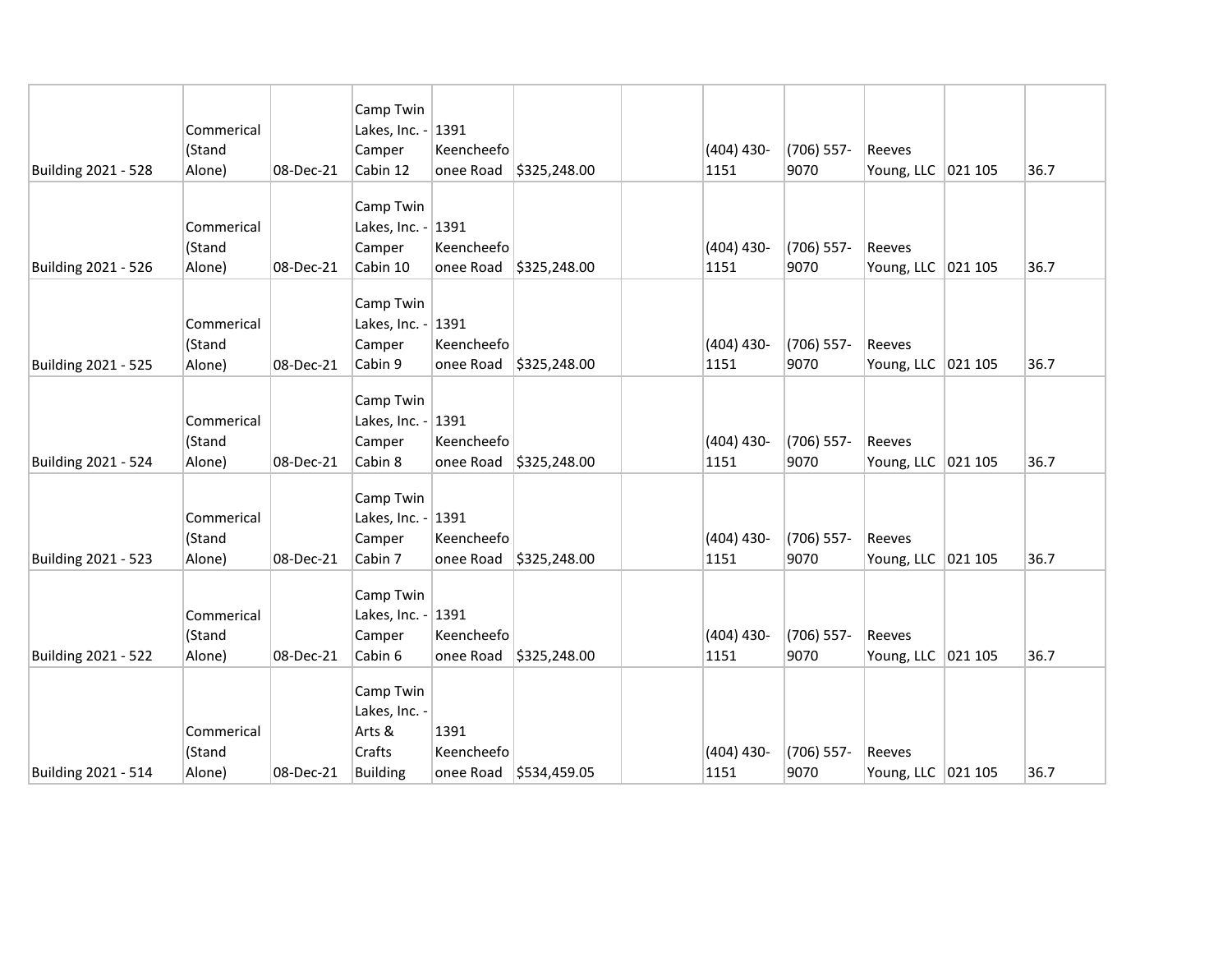| | | | | | | | | | | | |
|---|---|---|---|---|---|---|---|---|---|---|---|
| Building 2021 - 528 | Commerical (Stand Alone) | 08-Dec-21 | Camp Twin Lakes, Inc. - Camper Cabin 12 | 1391 Keencheefoonee Road | $325,248.00 | | (404) 430-1151 | (706) 557-9070 | Reeves Young, LLC | 021 105 | 36.7 |
| Building 2021 - 526 | Commerical (Stand Alone) | 08-Dec-21 | Camp Twin Lakes, Inc. - Camper Cabin 10 | 1391 Keencheefoonee Road | $325,248.00 | | (404) 430-1151 | (706) 557-9070 | Reeves Young, LLC | 021 105 | 36.7 |
| Building 2021 - 525 | Commerical (Stand Alone) | 08-Dec-21 | Camp Twin Lakes, Inc. - Camper Cabin 9 | 1391 Keencheefoonee Road | $325,248.00 | | (404) 430-1151 | (706) 557-9070 | Reeves Young, LLC | 021 105 | 36.7 |
| Building 2021 - 524 | Commerical (Stand Alone) | 08-Dec-21 | Camp Twin Lakes, Inc. - Camper Cabin 8 | 1391 Keencheefoonee Road | $325,248.00 | | (404) 430-1151 | (706) 557-9070 | Reeves Young, LLC | 021 105 | 36.7 |
| Building 2021 - 523 | Commerical (Stand Alone) | 08-Dec-21 | Camp Twin Lakes, Inc. - Camper Cabin 7 | 1391 Keencheefoonee Road | $325,248.00 | | (404) 430-1151 | (706) 557-9070 | Reeves Young, LLC | 021 105 | 36.7 |
| Building 2021 - 522 | Commerical (Stand Alone) | 08-Dec-21 | Camp Twin Lakes, Inc. - Camper Cabin 6 | 1391 Keencheefoonee Road | $325,248.00 | | (404) 430-1151 | (706) 557-9070 | Reeves Young, LLC | 021 105 | 36.7 |
| Building 2021 - 514 | Commerical (Stand Alone) | 08-Dec-21 | Camp Twin Lakes, Inc. - Arts & Crafts Building | 1391 Keencheefoonee Road | $534,459.05 | | (404) 430-1151 | (706) 557-9070 | Reeves Young, LLC | 021 105 | 36.7 |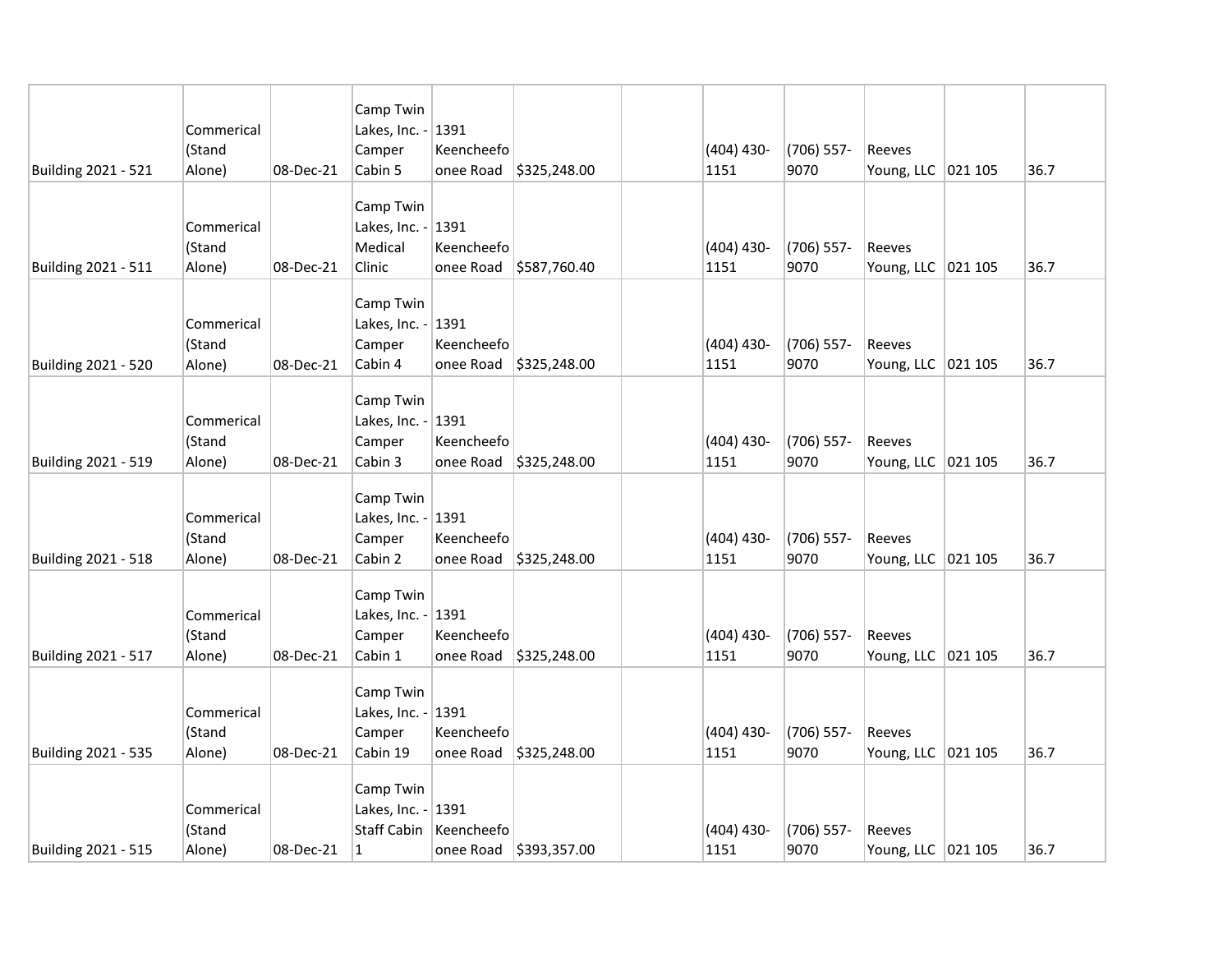| | | | | | | | | | | | |
|---|---|---|---|---|---|---|---|---|---|---|---|
| Building 2021 - 521 | Commerical (Stand Alone) | 08-Dec-21 | Camp Twin Lakes, Inc. - Camper Cabin 5 | 1391 Keencheefoonee Road | $325,248.00 | | (404) 430-1151 | (706) 557-9070 | Reeves Young, LLC | 021 105 | 36.7 |
| Building 2021 - 511 | Commerical (Stand Alone) | 08-Dec-21 | Camp Twin Lakes, Inc. - Medical Clinic | 1391 Keencheefoonee Road | $587,760.40 | | (404) 430-1151 | (706) 557-9070 | Reeves Young, LLC | 021 105 | 36.7 |
| Building 2021 - 520 | Commerical (Stand Alone) | 08-Dec-21 | Camp Twin Lakes, Inc. - Camper Cabin 4 | 1391 Keencheefoonee Road | $325,248.00 | | (404) 430-1151 | (706) 557-9070 | Reeves Young, LLC | 021 105 | 36.7 |
| Building 2021 - 519 | Commerical (Stand Alone) | 08-Dec-21 | Camp Twin Lakes, Inc. - Camper Cabin 3 | 1391 Keencheefoonee Road | $325,248.00 | | (404) 430-1151 | (706) 557-9070 | Reeves Young, LLC | 021 105 | 36.7 |
| Building 2021 - 518 | Commerical (Stand Alone) | 08-Dec-21 | Camp Twin Lakes, Inc. - Camper Cabin 2 | 1391 Keencheefoonee Road | $325,248.00 | | (404) 430-1151 | (706) 557-9070 | Reeves Young, LLC | 021 105 | 36.7 |
| Building 2021 - 517 | Commerical (Stand Alone) | 08-Dec-21 | Camp Twin Lakes, Inc. - Camper Cabin 1 | 1391 Keencheefoonee Road | $325,248.00 | | (404) 430-1151 | (706) 557-9070 | Reeves Young, LLC | 021 105 | 36.7 |
| Building 2021 - 535 | Commerical (Stand Alone) | 08-Dec-21 | Camp Twin Lakes, Inc. - Camper Cabin 19 | 1391 Keencheefoonee Road | $325,248.00 | | (404) 430-1151 | (706) 557-9070 | Reeves Young, LLC | 021 105 | 36.7 |
| Building 2021 - 515 | Commerical (Stand Alone) | 08-Dec-21 | Camp Twin Lakes, Inc. - Staff Cabin 1 | 1391 Keencheefoonee Road | $393,357.00 | | (404) 430-1151 | (706) 557-9070 | Reeves Young, LLC | 021 105 | 36.7 |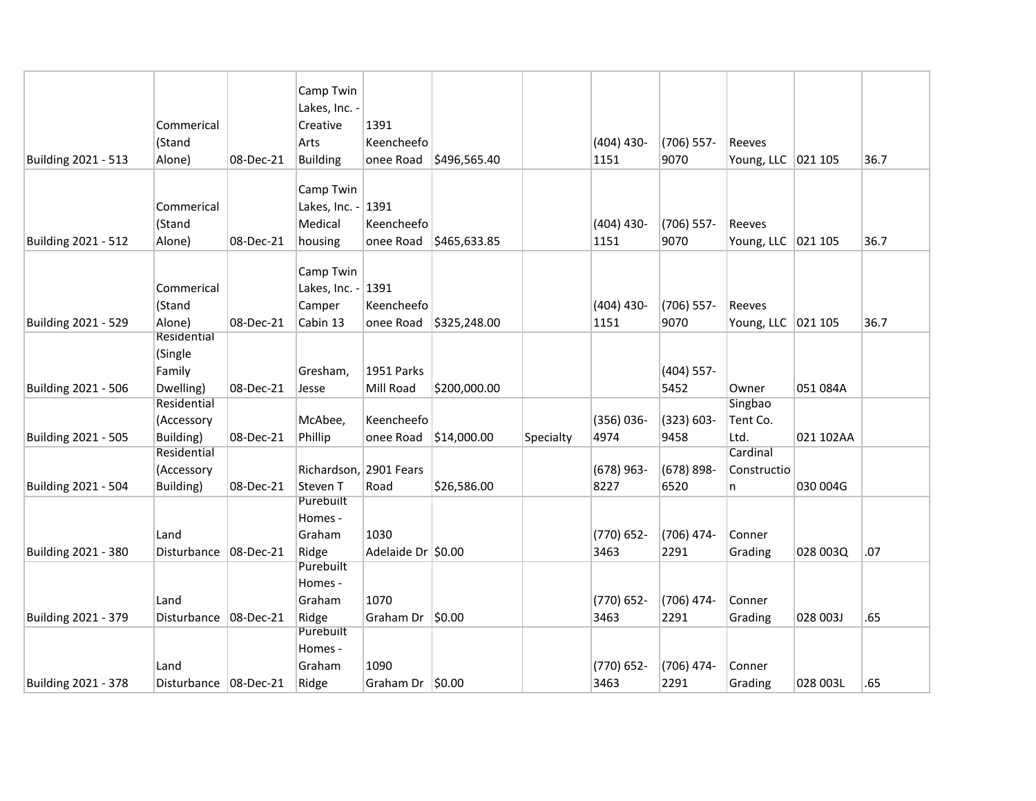| | | | | | | | | | | | |
|---|---|---|---|---|---|---|---|---|---|---|---|
| Building 2021 - 513 | Commerical (Stand Alone) | 08-Dec-21 | Camp Twin Lakes, Inc. - Creative Arts Building | 1391 Keencheefoonee Road | $496,565.40 | | (404) 430-1151 | (706) 557-9070 | Reeves Young, LLC | 021 105 | 36.7 |
| Building 2021 - 512 | Commerical (Stand Alone) | 08-Dec-21 | Camp Twin Lakes, Inc. - Medical housing | 1391 Keencheefoonee Road | $465,633.85 | | (404) 430-1151 | (706) 557-9070 | Reeves Young, LLC | 021 105 | 36.7 |
| Building 2021 - 529 | Commerical (Stand Alone) | 08-Dec-21 | Camp Twin Lakes, Inc. - Camper Cabin 13 | 1391 Keencheefoonee Road | $325,248.00 | | (404) 430-1151 | (706) 557-9070 | Reeves Young, LLC | 021 105 | 36.7 |
| Building 2021 - 506 | Residential (Single Family Dwelling) | 08-Dec-21 | Gresham, Jesse | 1951 Parks Mill Road | $200,000.00 | | | (404) 557-5452 | Owner | 051 084A | |
| Building 2021 - 505 | Residential (Accessory Building) | 08-Dec-21 | McAbee, Phillip | Keencheefoonee Road | $14,000.00 | Specialty | (356) 036-4974 | (323) 603-9458 | Singbao Tent Co. Ltd. | 021 102AA | |
| Building 2021 - 504 | Residential (Accessory Building) | 08-Dec-21 | Richardson, Steven T | 2901 Fears Road | $26,586.00 | | (678) 963-8227 | (678) 898-6520 | Cardinal Construction | 030 004G | |
| Building 2021 - 380 | Land Disturbance | 08-Dec-21 | Purebuilt Homes - Graham Ridge | 1030 Adelaide Dr | $0.00 | | (770) 652-3463 | (706) 474-2291 | Conner Grading | 028 003Q | .07 |
| Building 2021 - 379 | Land Disturbance | 08-Dec-21 | Purebuilt Homes - Graham Ridge | 1070 Graham Dr | $0.00 | | (770) 652-3463 | (706) 474-2291 | Conner Grading | 028 003J | .65 |
| Building 2021 - 378 | Land Disturbance | 08-Dec-21 | Purebuilt Homes - Graham Ridge | 1090 Graham Dr | $0.00 | | (770) 652-3463 | (706) 474-2291 | Conner Grading | 028 003L | .65 |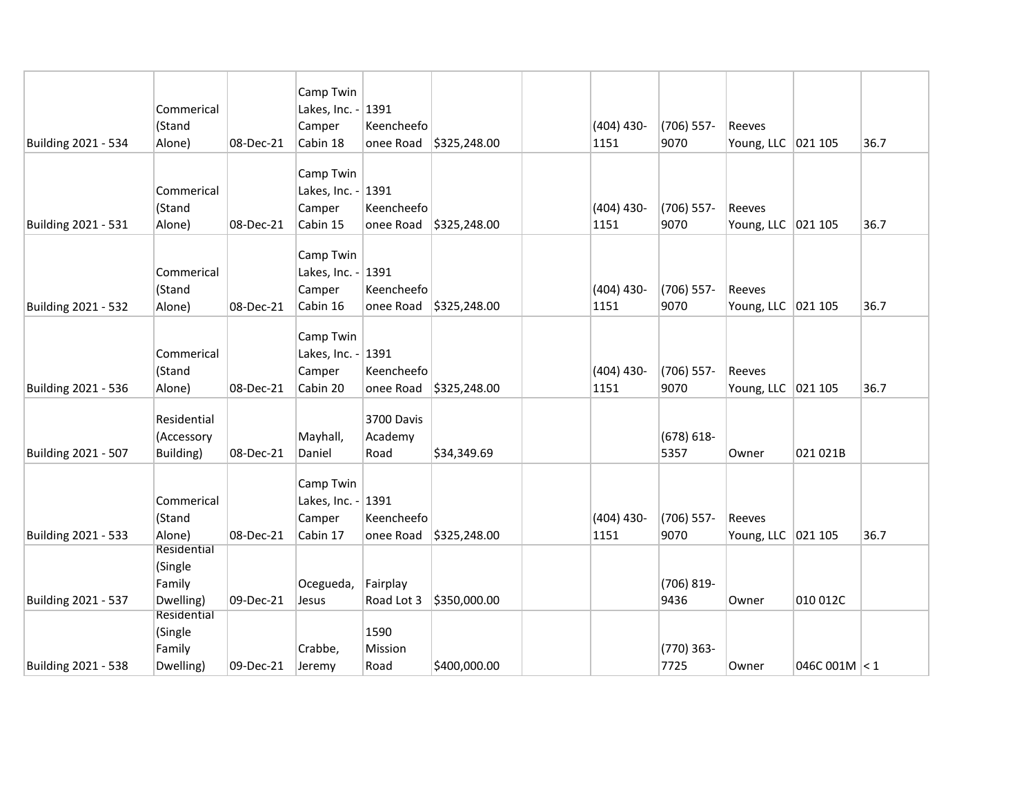| | | | | | | | | | | | |
|---|---|---|---|---|---|---|---|---|---|---|---|
| Building 2021 - 534 | Commerical (Stand Alone) | 08-Dec-21 | Camp Twin Lakes, Inc. - Camper Cabin 18 | 1391 Keencheefoonee Road | $325,248.00 | | (404) 430-1151 | (706) 557-9070 | Reeves Young, LLC | 021 105 | 36.7 |
| Building 2021 - 531 | Commerical (Stand Alone) | 08-Dec-21 | Camp Twin Lakes, Inc. - Camper Cabin 15 | 1391 Keencheefoonee Road | $325,248.00 | | (404) 430-1151 | (706) 557-9070 | Reeves Young, LLC | 021 105 | 36.7 |
| Building 2021 - 532 | Commerical (Stand Alone) | 08-Dec-21 | Camp Twin Lakes, Inc. - Camper Cabin 16 | 1391 Keencheefoonee Road | $325,248.00 | | (404) 430-1151 | (706) 557-9070 | Reeves Young, LLC | 021 105 | 36.7 |
| Building 2021 - 536 | Commerical (Stand Alone) | 08-Dec-21 | Camp Twin Lakes, Inc. - Camper Cabin 20 | 1391 Keencheefoonee Road | $325,248.00 | | (404) 430-1151 | (706) 557-9070 | Reeves Young, LLC | 021 105 | 36.7 |
| Building 2021 - 507 | Residential (Accessory Building) | 08-Dec-21 | Mayhall, Daniel | 3700 Davis Academy Road | $34,349.69 | | | (678) 618-5357 | Owner | 021 021B | |
| Building 2021 - 533 | Commerical (Stand Alone) | 08-Dec-21 | Camp Twin Lakes, Inc. - Camper Cabin 17 | 1391 Keencheefoonee Road | $325,248.00 | | (404) 430-1151 | (706) 557-9070 | Reeves Young, LLC | 021 105 | 36.7 |
| Building 2021 - 537 | Residential (Single Family Dwelling) | 09-Dec-21 | Ocegueda, Jesus | Fairplay Road Lot 3 | $350,000.00 | | | (706) 819-9436 | Owner | 010 012C | |
| Building 2021 - 538 | Residential (Single Family Dwelling) | 09-Dec-21 | Crabbe, Jeremy | 1590 Mission Road | $400,000.00 | | | (770) 363-7725 | Owner | 046C 001M | < 1 |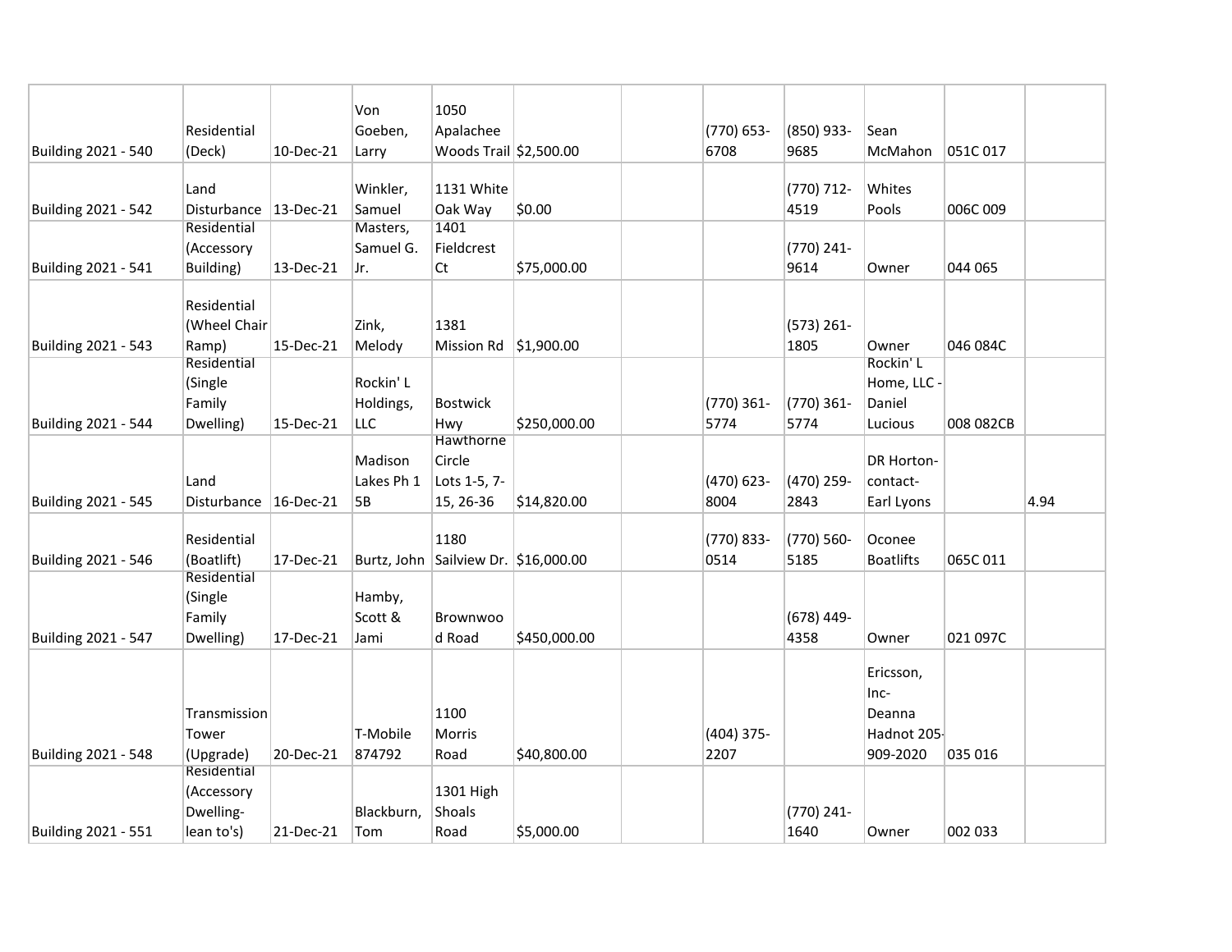| | | | | | | | | | | | |
|---|---|---|---|---|---|---|---|---|---|---|---|
| Building 2021 - 540 | Residential (Deck) | 10-Dec-21 | Von Goeben, Larry | 1050 Apalachee Woods Trail | $2,500.00 | | (770) 653-6708 | (850) 933-9685 | Sean McMahon | 051C 017 | |
| Building 2021 - 542 | Land Disturbance | 13-Dec-21 | Winkler, Samuel | 1131 White Oak Way | $0.00 | | | (770) 712-4519 | Whites Pools | 006C 009 | |
| Building 2021 - 541 | Residential (Accessory Building) | 13-Dec-21 | Masters, Samuel G. Jr. | 1401 Fieldcrest Ct | $75,000.00 | | | (770) 241-9614 | Owner | 044 065 | |
| Building 2021 - 543 | Residential (Wheel Chair Ramp) | 15-Dec-21 | Zink, Melody | 1381 Mission Rd | $1,900.00 | | | (573) 261-1805 | Owner | 046 084C | |
| Building 2021 - 544 | Residential (Single Family Dwelling) | 15-Dec-21 | Rockin' L Holdings, LLC | Bostwick Hwy | $250,000.00 | | (770) 361-5774 | (770) 361-5774 | Rockin' L Home, LLC - Daniel Lucious | 008 082CB | |
| Building 2021 - 545 | Land Disturbance | 16-Dec-21 | Madison Lakes Ph 1 5B | Hawthorne Circle Lots 1-5, 7-15, 26-36 | $14,820.00 | | (470) 623-8004 | (470) 259-2843 | DR Horton-contact-Earl Lyons | | 4.94 |
| Building 2021 - 546 | Residential (Boatlift) | 17-Dec-21 | Burtz, John | 1180 Sailview Dr. | $16,000.00 | | (770) 833-0514 | (770) 560-5185 | Oconee Boatlifts | 065C 011 | |
| Building 2021 - 547 | Residential (Single Family Dwelling) | 17-Dec-21 | Hamby, Scott & Jami | Brownwood Road | $450,000.00 | | | (678) 449-4358 | Owner | 021 097C | |
| Building 2021 - 548 | Transmission Tower (Upgrade) | 20-Dec-21 | T-Mobile 874792 | 1100 Morris Road | $40,800.00 | | (404) 375-2207 | | Ericsson, Inc-Deanna Hadnot 205-909-2020 | 035 016 | |
| Building 2021 - 551 | Residential (Accessory Dwelling-lean to's) | 21-Dec-21 | Blackburn, Tom | 1301 High Shoals Road | $5,000.00 | | | (770) 241-1640 | Owner | 002 033 | |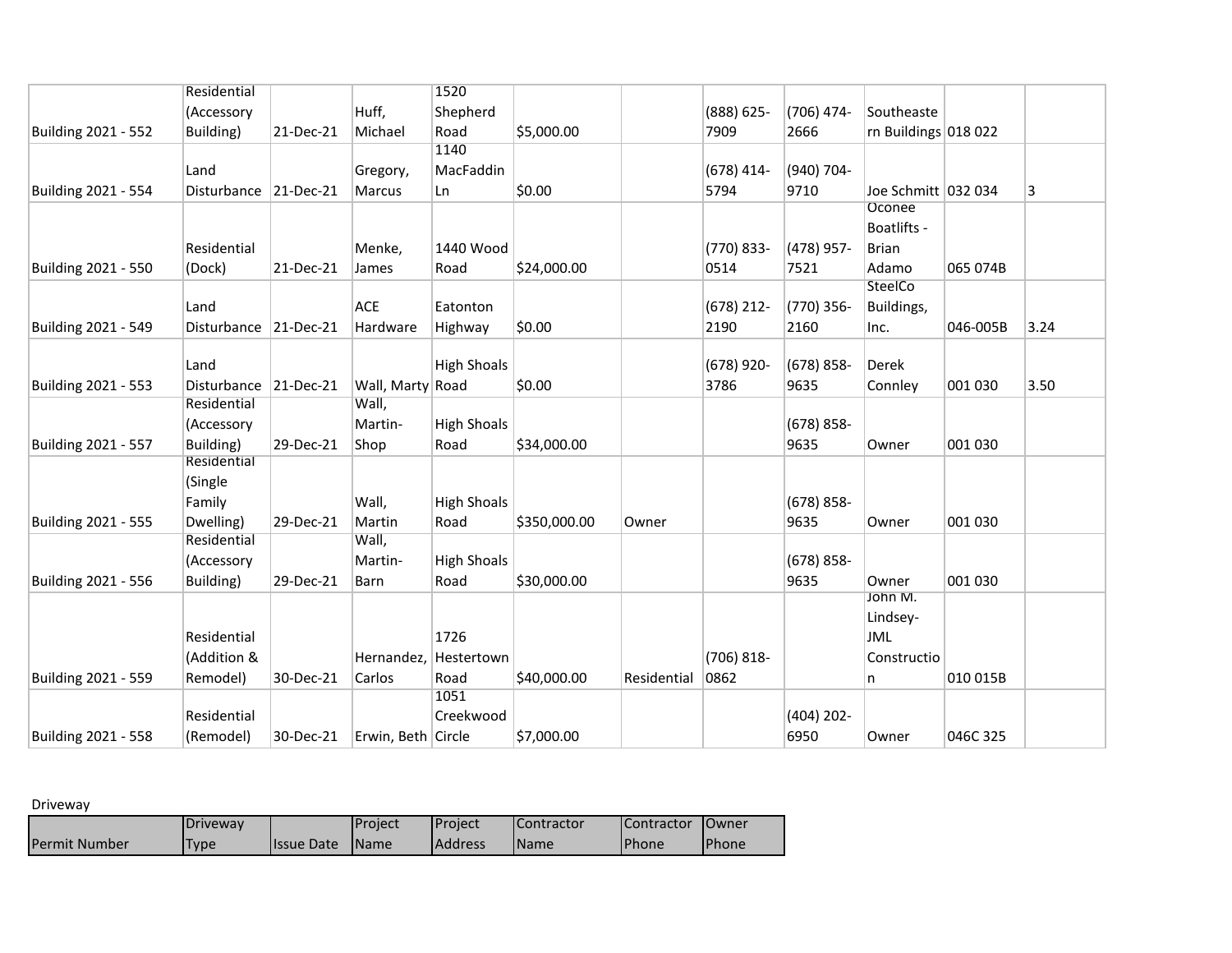| | | | | | | | | | | | |
|---|---|---|---|---|---|---|---|---|---|---|---|
| Building 2021 - 552 | Residential (Accessory Building) | 21-Dec-21 | Huff, Michael | 1520 Shepherd Road | $5,000.00 | | (888) 625-7909 | (706) 474-2666 | Southeastern Buildings | 018 022 | |
| Building 2021 - 554 | Land Disturbance | 21-Dec-21 | Gregory, Marcus | 1140 MacFaddin Ln | $0.00 | | (678) 414-5794 | (940) 704-9710 | Joe Schmitt | 032 034 | 3 |
| Building 2021 - 550 | Residential (Dock) | 21-Dec-21 | Menke, James | 1440 Wood Road | $24,000.00 | | (770) 833-0514 | (478) 957-7521 | Oconee Boatlifts - Brian Adamo | 065 074B | |
| Building 2021 - 549 | Land Disturbance | 21-Dec-21 | ACE Hardware | Eatonton Highway | $0.00 | | (678) 212-2190 | (770) 356-2160 | SteelCo Buildings, Inc. | 046-005B | 3.24 |
| Building 2021 - 553 | Land Disturbance | 21-Dec-21 | Wall, Marty | High Shoals Road | $0.00 | | (678) 920-3786 | (678) 858-9635 | Derek Connley | 001 030 | 3.50 |
| Building 2021 - 557 | Residential (Accessory Building) | 29-Dec-21 | Wall, Martin- Shop | High Shoals Road | $34,000.00 | | | (678) 858-9635 | Owner | 001 030 | |
| Building 2021 - 555 | Residential (Single Family Dwelling) | 29-Dec-21 | Wall, Martin | High Shoals Road | $350,000.00 | Owner | | (678) 858-9635 | Owner | 001 030 | |
| Building 2021 - 556 | Residential (Accessory Building) | 29-Dec-21 | Wall, Martin- Barn | High Shoals Road | $30,000.00 | | | (678) 858-9635 | Owner | 001 030 | |
| Building 2021 - 559 | Residential (Addition & Remodel) | 30-Dec-21 | Hernandez, Carlos | 1726 Hestertown Road | $40,000.00 | Residential | (706) 818-0862 | | John M. Lindsey- JML Construction | 010 015B | |
| Building 2021 - 558 | Residential (Remodel) | 30-Dec-21 | Erwin, Beth | 1051 Creekwood Circle | $7,000.00 | | | (404) 202-6950 | Owner | 046C 325 | |

Driveway

| Permit Number | Driveway Type | Issue Date | Project Name | Project Address | Contractor Name | Contractor Phone | Owner Phone |
|---|---|---|---|---|---|---|---|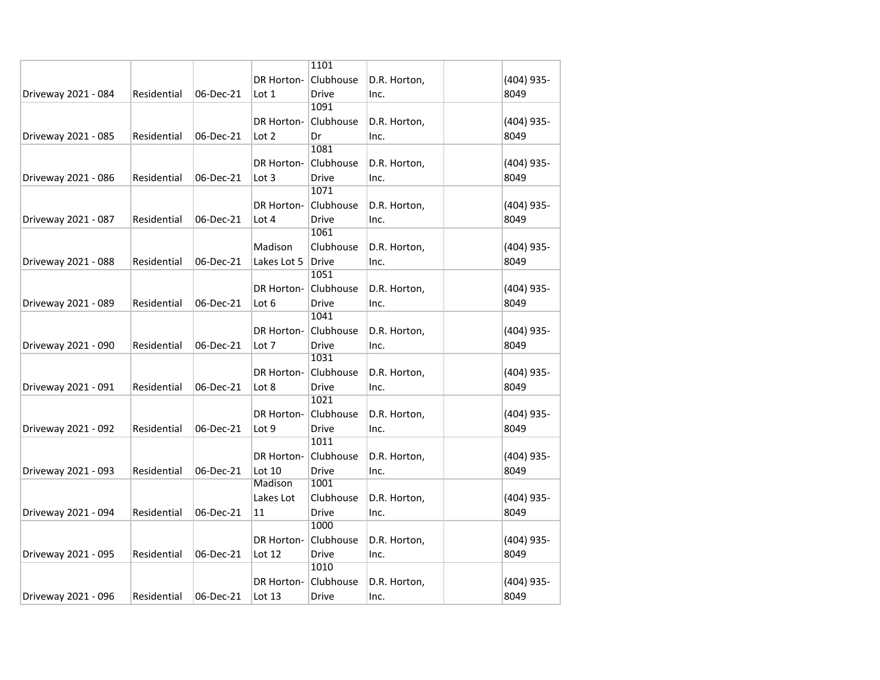| | | | | | | | |
|---|---|---|---|---|---|---|---|
| Driveway 2021 - 084 | Residential | 06-Dec-21 | DR Horton-Lot 1 | 1101 Clubhouse Drive | D.R. Horton, Inc. | | (404) 935-8049 |
| Driveway 2021 - 085 | Residential | 06-Dec-21 | DR Horton-Lot 2 | 1091 Clubhouse Dr | D.R. Horton, Inc. | | (404) 935-8049 |
| Driveway 2021 - 086 | Residential | 06-Dec-21 | DR Horton-Lot 3 | 1081 Clubhouse Drive | D.R. Horton, Inc. | | (404) 935-8049 |
| Driveway 2021 - 087 | Residential | 06-Dec-21 | DR Horton-Lot 4 | 1071 Clubhouse Drive | D.R. Horton, Inc. | | (404) 935-8049 |
| Driveway 2021 - 088 | Residential | 06-Dec-21 | Madison Lakes Lot 5 | 1061 Clubhouse Drive | D.R. Horton, Inc. | | (404) 935-8049 |
| Driveway 2021 - 089 | Residential | 06-Dec-21 | DR Horton-Lot 6 | 1051 Clubhouse Drive | D.R. Horton, Inc. | | (404) 935-8049 |
| Driveway 2021 - 090 | Residential | 06-Dec-21 | DR Horton-Lot 7 | 1041 Clubhouse Drive | D.R. Horton, Inc. | | (404) 935-8049 |
| Driveway 2021 - 091 | Residential | 06-Dec-21 | DR Horton-Lot 8 | 1031 Clubhouse Drive | D.R. Horton, Inc. | | (404) 935-8049 |
| Driveway 2021 - 092 | Residential | 06-Dec-21 | DR Horton-Lot 9 | 1021 Clubhouse Drive | D.R. Horton, Inc. | | (404) 935-8049 |
| Driveway 2021 - 093 | Residential | 06-Dec-21 | DR Horton-Lot 10 | 1011 Clubhouse Drive | D.R. Horton, Inc. | | (404) 935-8049 |
| Driveway 2021 - 094 | Residential | 06-Dec-21 | Madison Lakes Lot 11 | 1001 Clubhouse Drive | D.R. Horton, Inc. | | (404) 935-8049 |
| Driveway 2021 - 095 | Residential | 06-Dec-21 | DR Horton-Lot 12 | 1000 Clubhouse Drive | D.R. Horton, Inc. | | (404) 935-8049 |
| Driveway 2021 - 096 | Residential | 06-Dec-21 | DR Horton-Lot 13 | 1010 Clubhouse Drive | D.R. Horton, Inc. | | (404) 935-8049 |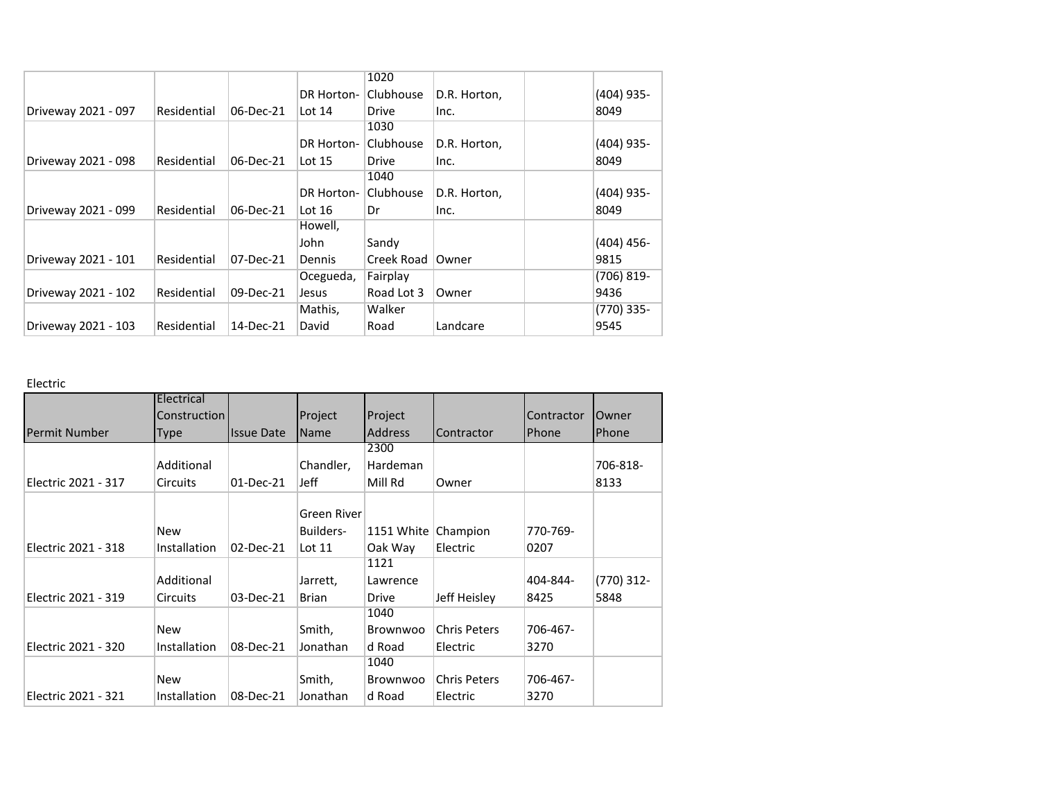| | | | | | | | |
|---|---|---|---|---|---|---|---|
| Driveway 2021 - 097 | Residential | 06-Dec-21 | DR Horton-Lot 14 | 1020 Clubhouse Drive | D.R. Horton, Inc. | | (404) 935-8049 |
| Driveway 2021 - 098 | Residential | 06-Dec-21 | DR Horton-Lot 15 | 1030 Clubhouse Drive | D.R. Horton, Inc. | | (404) 935-8049 |
| Driveway 2021 - 099 | Residential | 06-Dec-21 | DR Horton-Lot 16 | 1040 Clubhouse Dr | D.R. Horton, Inc. | | (404) 935-8049 |
| Driveway 2021 - 101 | Residential | 07-Dec-21 | Howell, John Dennis | Sandy Creek Road | Owner | | (404) 456-9815 |
| Driveway 2021 - 102 | Residential | 09-Dec-21 | Ocegueda, Jesus | Fairplay Road Lot 3 | Owner | | (706) 819-9436 |
| Driveway 2021 - 103 | Residential | 14-Dec-21 | Mathis, David | Walker Road | Landcare | | (770) 335-9545 |

Electric

| Permit Number | Electrical Construction Type | Issue Date | Project Name | Project Address | Contractor | Contractor Phone | Owner Phone |
|---|---|---|---|---|---|---|---|
| Electric 2021 - 317 | Additional Circuits | 01-Dec-21 | Chandler, Jeff | 2300 Hardeman Mill Rd | Owner | | 706-818-8133 |
| Electric 2021 - 318 | New Installation | 02-Dec-21 | Green River Builders-Lot 11 | 1151 White Oak Way | Champion Electric | 770-769-0207 | |
| Electric 2021 - 319 | Additional Circuits | 03-Dec-21 | Jarrett, Brian | 1121 Lawrence Drive | Jeff Heisley | 404-844-8425 | (770) 312-5848 |
| Electric 2021 - 320 | New Installation | 08-Dec-21 | Smith, Jonathan | 1040 Brownwood Road | Chris Peters Electric | 706-467-3270 | |
| Electric 2021 - 321 | New Installation | 08-Dec-21 | Smith, Jonathan | 1040 Brownwood Road | Chris Peters Electric | 706-467-3270 | |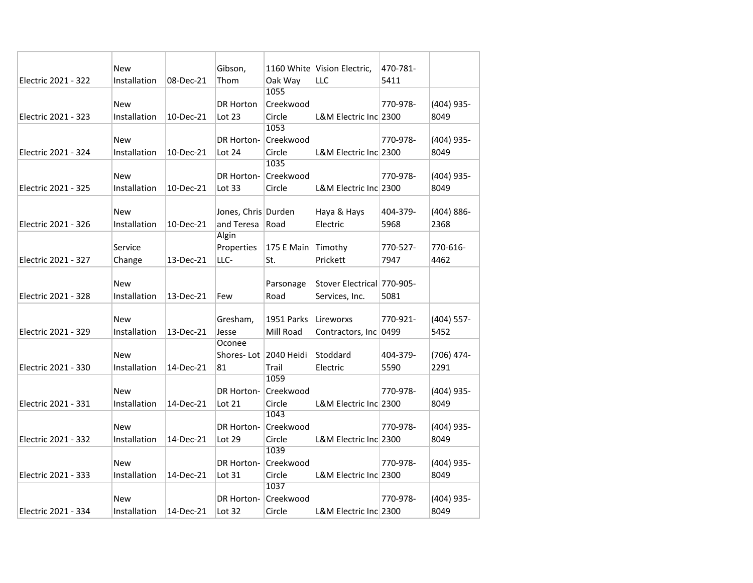| | | | | | | | |
|---|---|---|---|---|---|---|---|
| Electric 2021 - 322 | New Installation | 08-Dec-21 | Gibson, Thom | 1160 White Oak Way | Vision Electric, LLC | 470-781-5411 | |
| Electric 2021 - 323 | New Installation | 10-Dec-21 | DR Horton Lot 23 | 1055 Creekwood Circle | L&M Electric Inc | 770-978-2300 | (404) 935-8049 |
| Electric 2021 - 324 | New Installation | 10-Dec-21 | DR Horton-Lot 24 | 1053 Creekwood Circle | L&M Electric Inc | 770-978-2300 | (404) 935-8049 |
| Electric 2021 - 325 | New Installation | 10-Dec-21 | DR Horton-Lot 33 | 1035 Creekwood Circle | L&M Electric Inc | 770-978-2300 | (404) 935-8049 |
| Electric 2021 - 326 | New Installation | 10-Dec-21 | Jones, Chris and Teresa | Durden Road | Haya & Hays Electric | 404-379-5968 | (404) 886-2368 |
| Electric 2021 - 327 | Service Change | 13-Dec-21 | Algin Properties LLC- | 175 E Main St. | Timothy Prickett | 770-527-7947 | 770-616-4462 |
| Electric 2021 - 328 | New Installation | 13-Dec-21 | Few | Parsonage Road | Stover Electrical Services, Inc. | 770-905-5081 | |
| Electric 2021 - 329 | New Installation | 13-Dec-21 | Gresham, Jesse | 1951 Parks Mill Road | Lireworxs Contractors, Inc | 770-921-0499 | (404) 557-5452 |
| Electric 2021 - 330 | New Installation | 14-Dec-21 | Oconee Shores- Lot 81 | 2040 Heidi Trail | Stoddard Electric | 404-379-5590 | (706) 474-2291 |
| Electric 2021 - 331 | New Installation | 14-Dec-21 | DR Horton-Lot 21 | 1059 Creekwood Circle | L&M Electric Inc | 770-978-2300 | (404) 935-8049 |
| Electric 2021 - 332 | New Installation | 14-Dec-21 | DR Horton-Lot 29 | 1043 Creekwood Circle | L&M Electric Inc | 770-978-2300 | (404) 935-8049 |
| Electric 2021 - 333 | New Installation | 14-Dec-21 | DR Horton-Lot 31 | 1039 Creekwood Circle | L&M Electric Inc | 770-978-2300 | (404) 935-8049 |
| Electric 2021 - 334 | New Installation | 14-Dec-21 | DR Horton-Lot 32 | 1037 Creekwood Circle | L&M Electric Inc | 770-978-2300 | (404) 935-8049 |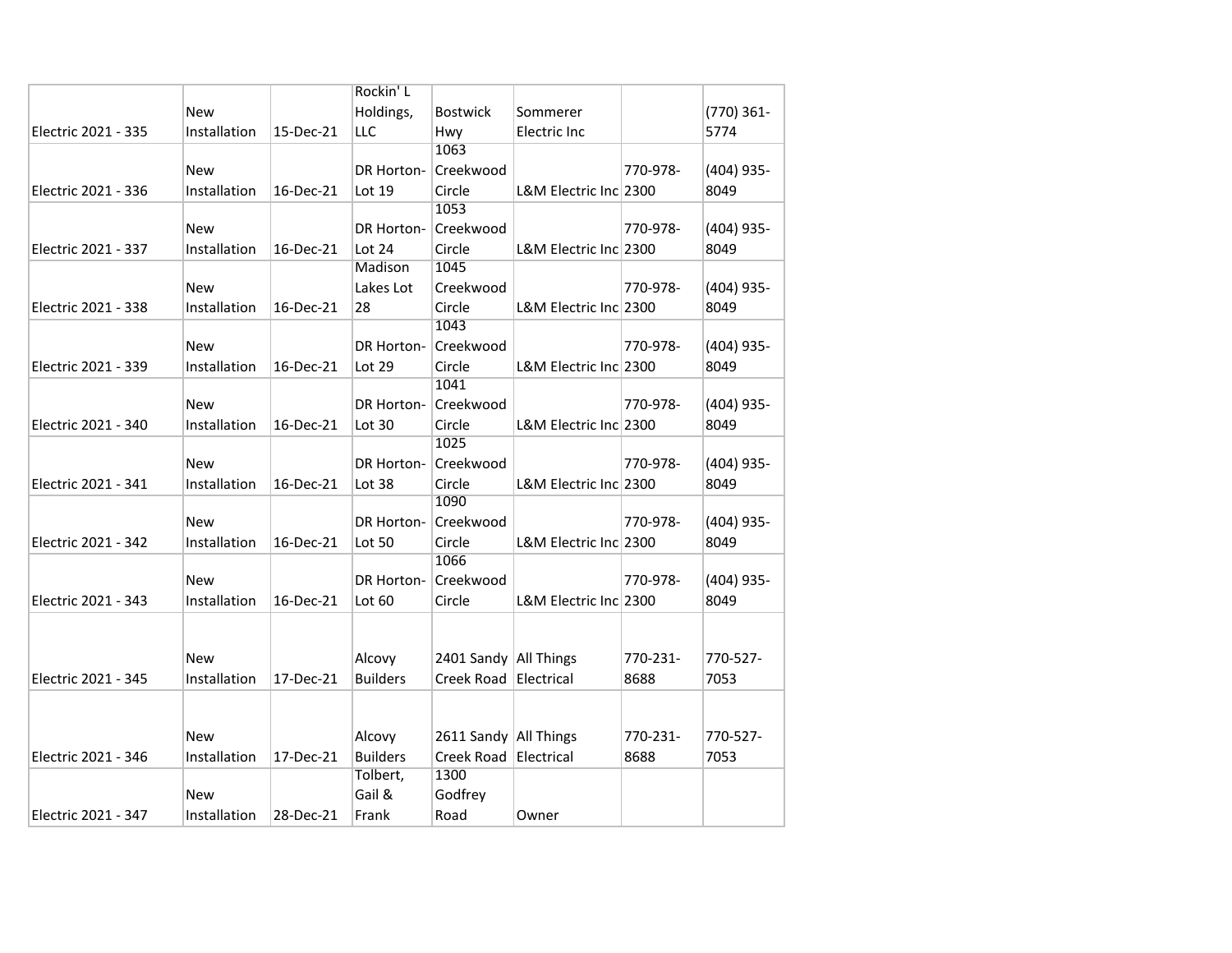| | | | | | | | |
|---|---|---|---|---|---|---|---|
| Electric 2021 - 335 | New Installation | 15-Dec-21 | Rockin' L Holdings, LLC | Bostwick Hwy | Sommerer Electric Inc | | (770) 361-5774 |
| Electric 2021 - 336 | New Installation | 16-Dec-21 | DR Horton-Lot 19 | 1063 Creekwood Circle | L&M Electric Inc | 770-978-2300 | (404) 935-8049 |
| Electric 2021 - 337 | New Installation | 16-Dec-21 | DR Horton-Lot 24 | 1053 Creekwood Circle | L&M Electric Inc | 770-978-2300 | (404) 935-8049 |
| Electric 2021 - 338 | New Installation | 16-Dec-21 | Madison Lakes Lot 28 | 1045 Creekwood Circle | L&M Electric Inc | 770-978-2300 | (404) 935-8049 |
| Electric 2021 - 339 | New Installation | 16-Dec-21 | DR Horton-Lot 29 | 1043 Creekwood Circle | L&M Electric Inc | 770-978-2300 | (404) 935-8049 |
| Electric 2021 - 340 | New Installation | 16-Dec-21 | DR Horton-Lot 30 | 1041 Creekwood Circle | L&M Electric Inc | 770-978-2300 | (404) 935-8049 |
| Electric 2021 - 341 | New Installation | 16-Dec-21 | DR Horton-Lot 38 | 1025 Creekwood Circle | L&M Electric Inc | 770-978-2300 | (404) 935-8049 |
| Electric 2021 - 342 | New Installation | 16-Dec-21 | DR Horton-Lot 50 | 1090 Creekwood Circle | L&M Electric Inc | 770-978-2300 | (404) 935-8049 |
| Electric 2021 - 343 | New Installation | 16-Dec-21 | DR Horton-Lot 60 | 1066 Creekwood Circle | L&M Electric Inc | 770-978-2300 | (404) 935-8049 |
| Electric 2021 - 345 | New Installation | 17-Dec-21 | Alcovy Builders | 2401 Sandy Creek Road | All Things Electrical | 770-231-8688 | 770-527-7053 |
| Electric 2021 - 346 | New Installation | 17-Dec-21 | Alcovy Builders | 2611 Sandy Creek Road | All Things Electrical | 770-231-8688 | 770-527-7053 |
| Electric 2021 - 347 | New Installation | 28-Dec-21 | Tolbert, Gail & Frank | 1300 Godfrey Road | Owner | | |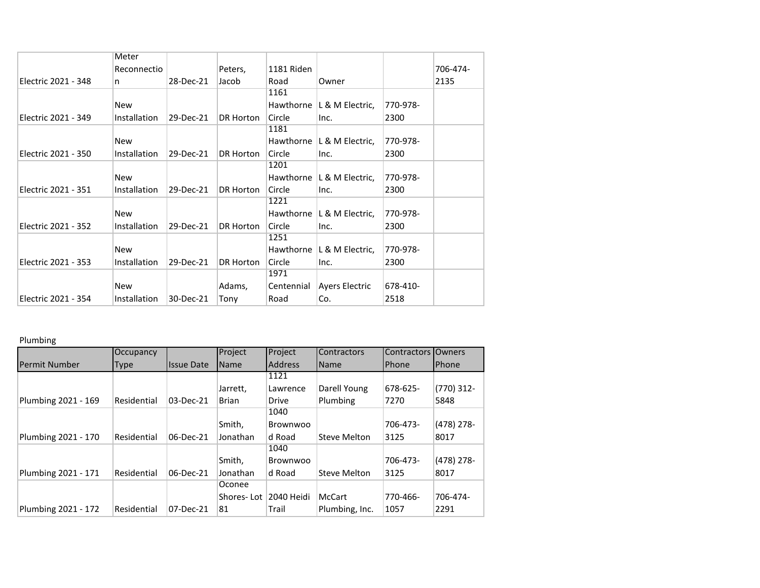| | | | | | | | |
|---|---|---|---|---|---|---|---|
| Electric 2021 - 348 | Meter Reconnection | 28-Dec-21 | Peters, Jacob | 1181 Riden Road | Owner | | 706-474-2135 |
| Electric 2021 - 349 | New Installation | 29-Dec-21 | DR Horton | 1161 Hawthorne Circle | L & M Electric, Inc. | 770-978-2300 | |
| Electric 2021 - 350 | New Installation | 29-Dec-21 | DR Horton | 1181 Hawthorne Circle | L & M Electric, Inc. | 770-978-2300 | |
| Electric 2021 - 351 | New Installation | 29-Dec-21 | DR Horton | 1201 Hawthorne Circle | L & M Electric, Inc. | 770-978-2300 | |
| Electric 2021 - 352 | New Installation | 29-Dec-21 | DR Horton | 1221 Hawthorne Circle | L & M Electric, Inc. | 770-978-2300 | |
| Electric 2021 - 353 | New Installation | 29-Dec-21 | DR Horton | 1251 Hawthorne Circle | L & M Electric, Inc. | 770-978-2300 | |
| Electric 2021 - 354 | New Installation | 30-Dec-21 | Adams, Tony | 1971 Centennial Road | Ayers Electric Co. | 678-410-2518 | |

Plumbing

| Permit Number | Occupancy Type | Issue Date | Project Name | Project Address | Contractors Name | Contractors Phone | Owners Phone |
|---|---|---|---|---|---|---|---|
| Plumbing 2021 - 169 | Residential | 03-Dec-21 | Jarrett, Brian | 1121 Lawrence Drive | Darell Young Plumbing | 678-625-7270 | (770) 312-5848 |
| Plumbing 2021 - 170 | Residential | 06-Dec-21 | Smith, Jonathan | 1040 Brownwood Road | Steve Melton | 706-473-3125 | (478) 278-8017 |
| Plumbing 2021 - 171 | Residential | 06-Dec-21 | Smith, Jonathan | 1040 Brownwood Road | Steve Melton | 706-473-3125 | (478) 278-8017 |
| Plumbing 2021 - 172 | Residential | 07-Dec-21 | Oconee Shores- Lot 81 | 2040 Heidi Trail | McCart Plumbing, Inc. | 770-466-1057 | 706-474-2291 |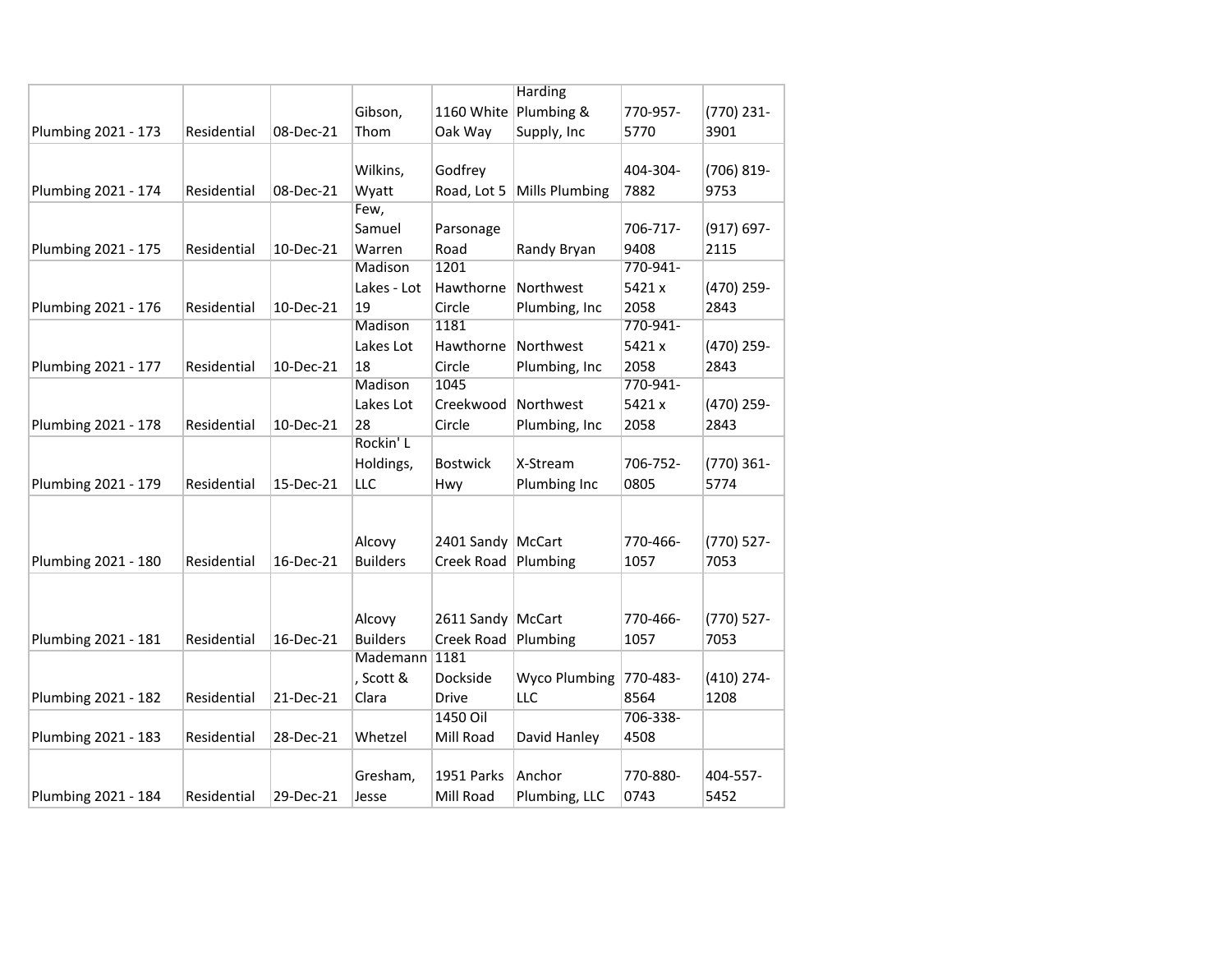| | | | | | | | |
|---|---|---|---|---|---|---|---|
| Plumbing 2021 - 173 | Residential | 08-Dec-21 | Gibson, Thom | 1160 White Oak Way | Harding Plumbing & Supply, Inc | 770-957-5770 | (770) 231-3901 |
| Plumbing 2021 - 174 | Residential | 08-Dec-21 | Wilkins, Wyatt | Godfrey Road, Lot 5 | Mills Plumbing | 404-304-7882 | (706) 819-9753 |
| Plumbing 2021 - 175 | Residential | 10-Dec-21 | Few, Samuel Warren | Parsonage Road | Randy Bryan | 706-717-9408 | (917) 697-2115 |
| Plumbing 2021 - 176 | Residential | 10-Dec-21 | Madison Lakes - Lot 19 | 1201 Hawthorne Circle | Northwest Plumbing, Inc | 770-941-5421 x 2058 | (470) 259-2843 |
| Plumbing 2021 - 177 | Residential | 10-Dec-21 | Madison Lakes Lot 18 | 1181 Hawthorne Circle | Northwest Plumbing, Inc | 770-941-5421 x 2058 | (470) 259-2843 |
| Plumbing 2021 - 178 | Residential | 10-Dec-21 | Madison Lakes Lot 28 | 1045 Creekwood Circle | Northwest Plumbing, Inc | 770-941-5421 x 2058 | (470) 259-2843 |
| Plumbing 2021 - 179 | Residential | 15-Dec-21 | Rockin' L Holdings, LLC | Bostwick Hwy | X-Stream Plumbing Inc | 706-752-0805 | (770) 361-5774 |
| Plumbing 2021 - 180 | Residential | 16-Dec-21 | Alcovy Builders | 2401 Sandy Creek Road | McCart Plumbing | 770-466-1057 | (770) 527-7053 |
| Plumbing 2021 - 181 | Residential | 16-Dec-21 | Alcovy Builders | 2611 Sandy Creek Road | McCart Plumbing | 770-466-1057 | (770) 527-7053 |
| Plumbing 2021 - 182 | Residential | 21-Dec-21 | Mademann, Scott & Clara | 1181 Dockside Drive | Wyco Plumbing LLC | 770-483-8564 | (410) 274-1208 |
| Plumbing 2021 - 183 | Residential | 28-Dec-21 | Whetzel | 1450 Oil Mill Road | David Hanley | 706-338-4508 | |
| Plumbing 2021 - 184 | Residential | 29-Dec-21 | Gresham, Jesse | 1951 Parks Mill Road | Anchor Plumbing, LLC | 770-880-0743 | 404-557-5452 |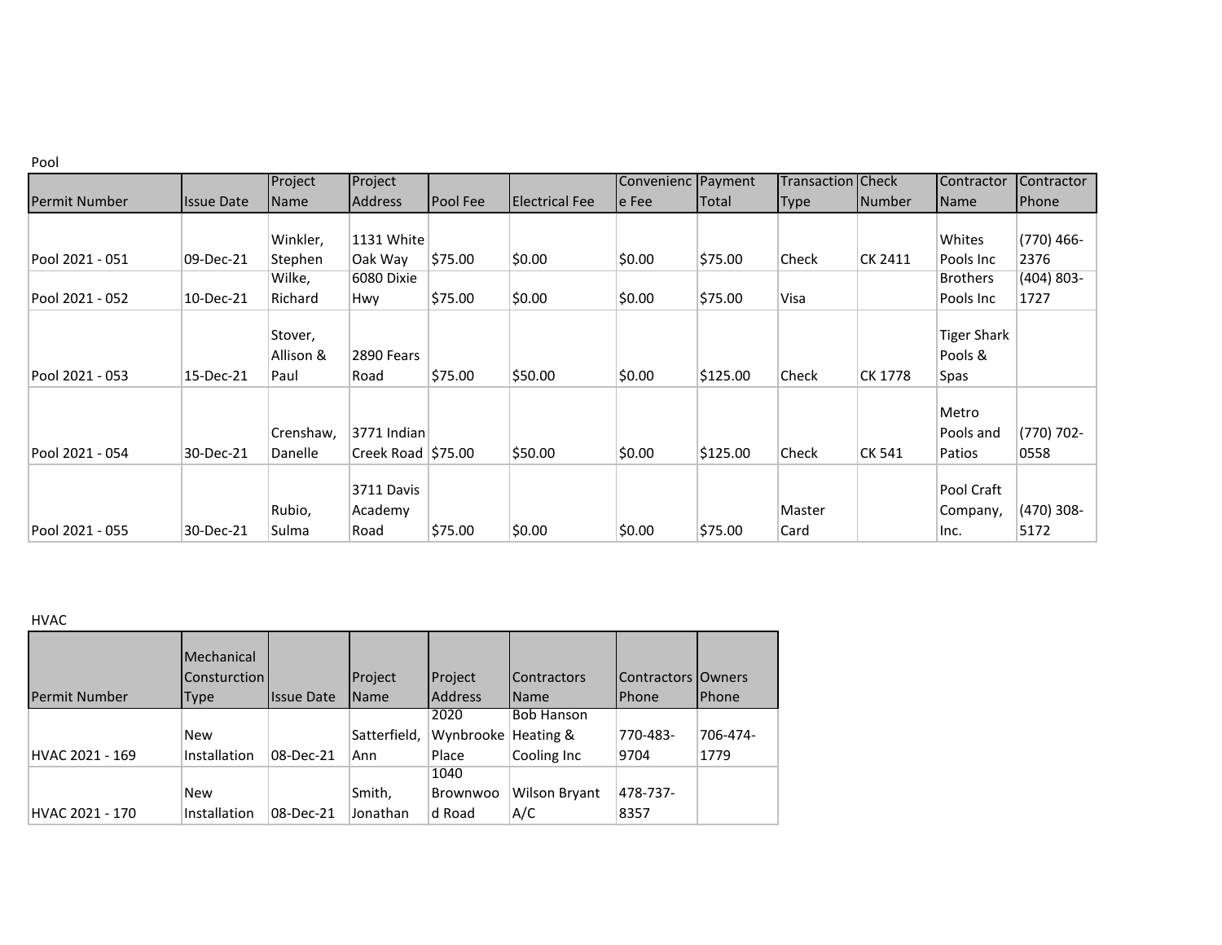Pool

| Permit Number | Issue Date | Project Name | Project Address | Pool Fee | Electrical Fee | Convenience Fee | Payment Total | Transaction Type | Check Number | Contractor Name | Contractor Phone |
|---|---|---|---|---|---|---|---|---|---|---|---|
| Pool 2021 - 051 | 09-Dec-21 | Winkler, Stephen | 1131 White Oak Way | $75.00 | $0.00 | $0.00 | $75.00 | Check | CK 2411 | Whites Pools Inc | (770) 466-2376 |
| Pool 2021 - 052 | 10-Dec-21 | Wilke, Richard | 6080 Dixie Hwy | $75.00 | $0.00 | $0.00 | $75.00 | Visa | | Brothers Pools Inc | (404) 803-1727 |
| Pool 2021 - 053 | 15-Dec-21 | Stover, Allison & Paul | 2890 Fears Road | $75.00 | $50.00 | $0.00 | $125.00 | Check | CK 1778 | Tiger Shark Pools & Spas | |
| Pool 2021 - 054 | 30-Dec-21 | Crenshaw, Danelle | 3771 Indian Creek Road | $75.00 | $50.00 | $0.00 | $125.00 | Check | CK 541 | Metro Pools and Patios | (770) 702-0558 |
| Pool 2021 - 055 | 30-Dec-21 | Rubio, Sulma | 3711 Davis Academy Road | $75.00 | $0.00 | $0.00 | $75.00 | Master Card | | Pool Craft Company, Inc. | (470) 308-5172 |

HVAC

| Permit Number | Mechanical Consturction Type | Issue Date | Project Name | Project Address | Contractors Name | Contractors Phone | Owners Phone |
|---|---|---|---|---|---|---|---|
| HVAC 2021 - 169 | New Installation | 08-Dec-21 | Satterfield, Ann | 2020 Wynbrooke Place | Bob Hanson Heating & Cooling Inc | 770-483-9704 | 706-474-1779 |
| HVAC 2021 - 170 | New Installation | 08-Dec-21 | Smith, Jonathan | 1040 Brownwood Road | Wilson Bryant A/C | 478-737-8357 | |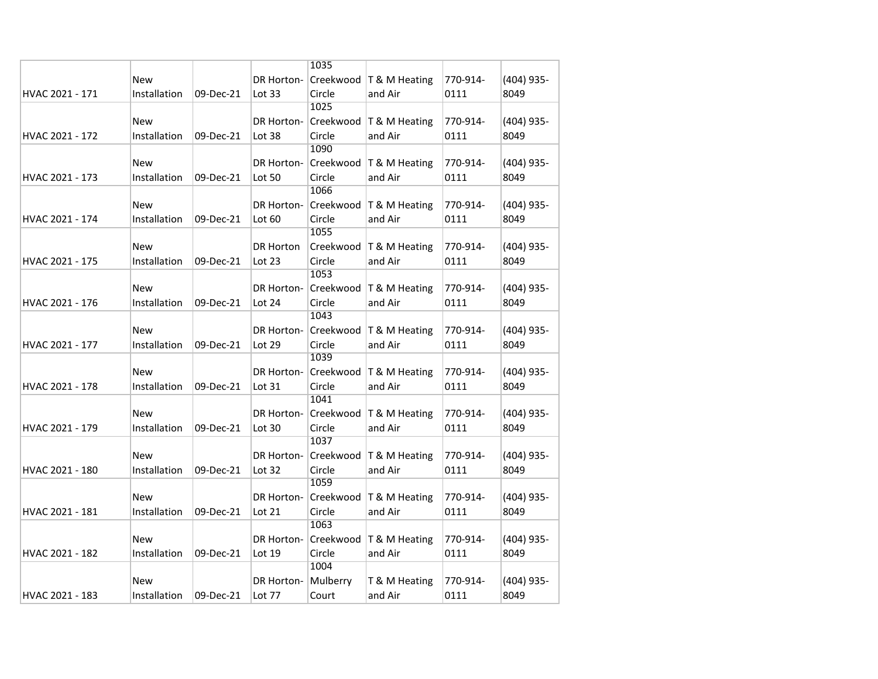| | | | | | | | |
|---|---|---|---|---|---|---|---|
| HVAC 2021 - 171 | New Installation | 09-Dec-21 | DR Horton-Lot 33 | 1035 Creekwood Circle | T & M Heating and Air | 770-914-0111 | (404) 935-8049 |
| HVAC 2021 - 172 | New Installation | 09-Dec-21 | DR Horton-Lot 38 | 1025 Creekwood Circle | T & M Heating and Air | 770-914-0111 | (404) 935-8049 |
| HVAC 2021 - 173 | New Installation | 09-Dec-21 | DR Horton-Lot 50 | 1090 Creekwood Circle | T & M Heating and Air | 770-914-0111 | (404) 935-8049 |
| HVAC 2021 - 174 | New Installation | 09-Dec-21 | DR Horton-Lot 60 | 1066 Creekwood Circle | T & M Heating and Air | 770-914-0111 | (404) 935-8049 |
| HVAC 2021 - 175 | New Installation | 09-Dec-21 | DR Horton Lot 23 | 1055 Creekwood Circle | T & M Heating and Air | 770-914-0111 | (404) 935-8049 |
| HVAC 2021 - 176 | New Installation | 09-Dec-21 | DR Horton-Lot 24 | 1053 Creekwood Circle | T & M Heating and Air | 770-914-0111 | (404) 935-8049 |
| HVAC 2021 - 177 | New Installation | 09-Dec-21 | DR Horton-Lot 29 | 1043 Creekwood Circle | T & M Heating and Air | 770-914-0111 | (404) 935-8049 |
| HVAC 2021 - 178 | New Installation | 09-Dec-21 | DR Horton-Lot 31 | 1039 Creekwood Circle | T & M Heating and Air | 770-914-0111 | (404) 935-8049 |
| HVAC 2021 - 179 | New Installation | 09-Dec-21 | DR Horton-Lot 30 | 1041 Creekwood Circle | T & M Heating and Air | 770-914-0111 | (404) 935-8049 |
| HVAC 2021 - 180 | New Installation | 09-Dec-21 | DR Horton-Lot 32 | 1037 Creekwood Circle | T & M Heating and Air | 770-914-0111 | (404) 935-8049 |
| HVAC 2021 - 181 | New Installation | 09-Dec-21 | DR Horton-Lot 21 | 1059 Creekwood Circle | T & M Heating and Air | 770-914-0111 | (404) 935-8049 |
| HVAC 2021 - 182 | New Installation | 09-Dec-21 | DR Horton-Lot 19 | 1063 Creekwood Circle | T & M Heating and Air | 770-914-0111 | (404) 935-8049 |
| HVAC 2021 - 183 | New Installation | 09-Dec-21 | DR Horton-Lot 77 | 1004 Mulberry Court | T & M Heating and Air | 770-914-0111 | (404) 935-8049 |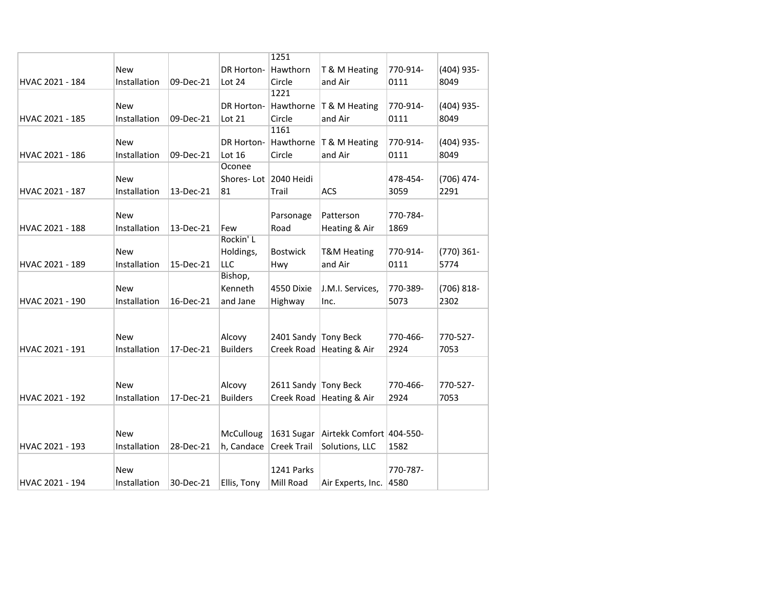| | | | | | | | |
|---|---|---|---|---|---|---|---|
| HVAC 2021 - 184 | New Installation | 09-Dec-21 | DR Horton- Lot 24 | 1251 Hawthorn Circle | T & M Heating and Air | 770-914-0111 | (404) 935-8049 |
| HVAC 2021 - 185 | New Installation | 09-Dec-21 | DR Horton- Lot 21 | 1221 Hawthorne Circle | T & M Heating and Air | 770-914-0111 | (404) 935-8049 |
| HVAC 2021 - 186 | New Installation | 09-Dec-21 | DR Horton- Lot 16 | 1161 Hawthorne Circle | T & M Heating and Air | 770-914-0111 | (404) 935-8049 |
| HVAC 2021 - 187 | New Installation | 13-Dec-21 | Oconee Shores- Lot 81 | 2040 Heidi Trail | ACS | 478-454-3059 | (706) 474-2291 |
| HVAC 2021 - 188 | New Installation | 13-Dec-21 | Few | Parsonage Road | Patterson Heating & Air | 770-784-1869 | |
| HVAC 2021 - 189 | New Installation | 15-Dec-21 | Rockin' L Holdings, LLC | Bostwick Hwy | T&M Heating and Air | 770-914-0111 | (770) 361-5774 |
| HVAC 2021 - 190 | New Installation | 16-Dec-21 | Bishop, Kenneth and Jane | 4550 Dixie Highway | J.M.I. Services, Inc. | 770-389-5073 | (706) 818-2302 |
| HVAC 2021 - 191 | New Installation | 17-Dec-21 | Alcovy Builders | 2401 Sandy Creek Road | Tony Beck Heating & Air | 770-466-2924 | 770-527-7053 |
| HVAC 2021 - 192 | New Installation | 17-Dec-21 | Alcovy Builders | 2611 Sandy Creek Road | Tony Beck Heating & Air | 770-466-2924 | 770-527-7053 |
| HVAC 2021 - 193 | New Installation | 28-Dec-21 | McCullough, Candace | 1631 Sugar Creek Trail | Airtekk Comfort Solutions, LLC | 404-550-1582 | |
| HVAC 2021 - 194 | New Installation | 30-Dec-21 | Ellis, Tony | 1241 Parks Mill Road | Air Experts, Inc. | 770-787-4580 | |